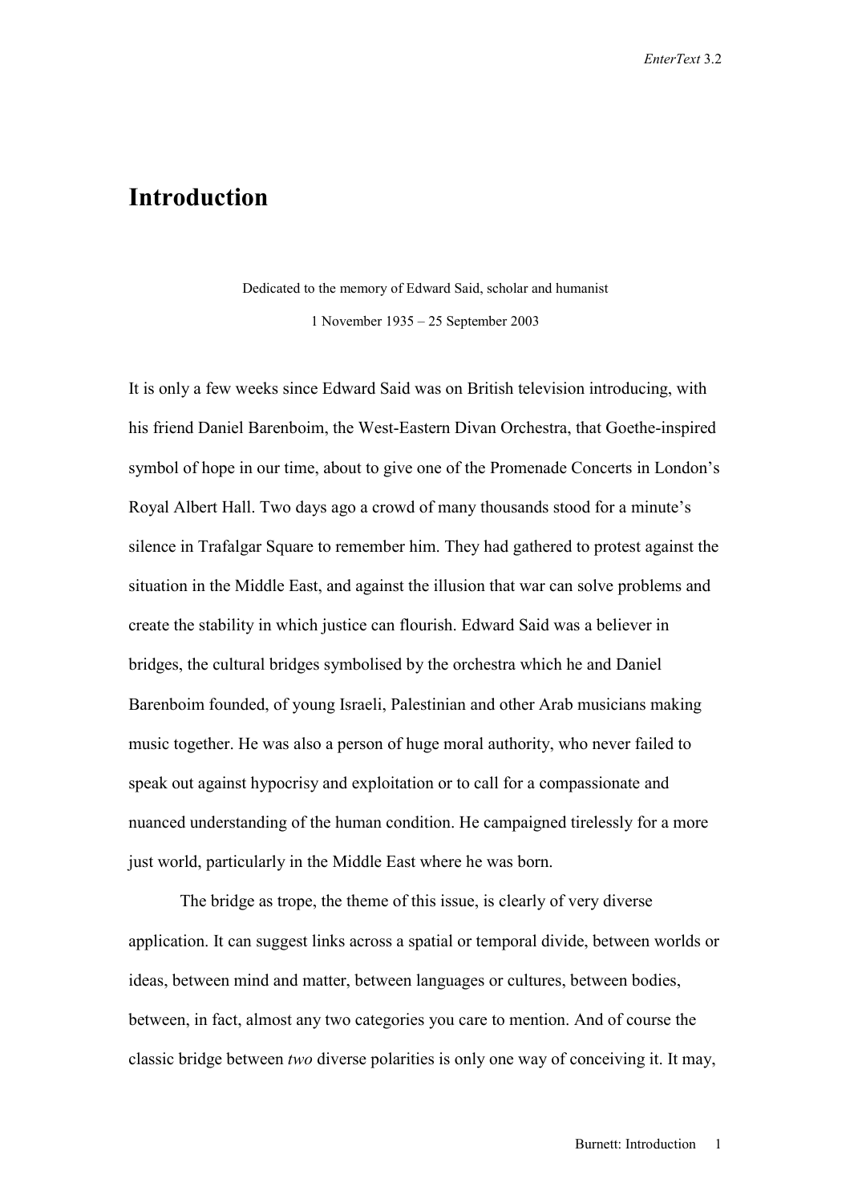# Introduction

Dedicated to the memory of Edward Said, scholar and humanist

1 November 1935 – 25 September 2003

It is only a few weeks since Edward Said was on British television introducing, with his friend Daniel Barenboim, the West-Eastern Divan Orchestra, that Goethe-inspired symbol of hope in our time, about to give one of the Promenade Concerts in London's Royal Albert Hall. Two days ago a crowd of many thousands stood for a minute's silence in Trafalgar Square to remember him. They had gathered to protest against the situation in the Middle East, and against the illusion that war can solve problems and create the stability in which justice can flourish. Edward Said was a believer in bridges, the cultural bridges symbolised by the orchestra which he and Daniel Barenboim founded, of young Israeli, Palestinian and other Arab musicians making music together. He was also a person of huge moral authority, who never failed to speak out against hypocrisy and exploitation or to call for a compassionate and nuanced understanding of the human condition. He campaigned tirelessly for a more just world, particularly in the Middle East where he was born.

The bridge as trope, the theme of this issue, is clearly of very diverse application. It can suggest links across a spatial or temporal divide, between worlds or ideas, between mind and matter, between languages or cultures, between bodies, between, in fact, almost any two categories you care to mention. And of course the classic bridge between *two* diverse polarities is only one way of conceiving it. It may,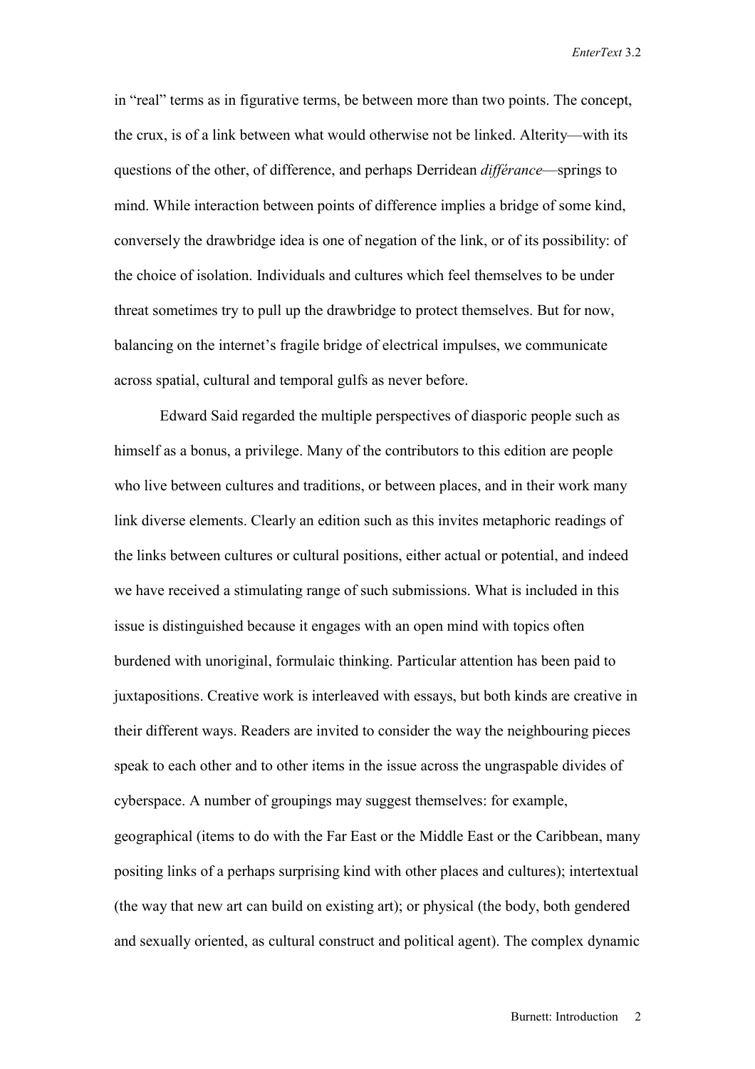in "real" terms as in figurative terms, be between more than two points. The concept, the crux, is of a link between what would otherwise not be linked. Alterity—with its questions of the other, of difference, and perhaps Derridean *différance*—springs to mind. While interaction between points of difference implies a bridge of some kind, conversely the drawbridge idea is one of negation of the link, or of its possibility: of the choice of isolation. Individuals and cultures which feel themselves to be under threat sometimes try to pull up the drawbridge to protect themselves. But for now, balancing on the internet's fragile bridge of electrical impulses, we communicate across spatial, cultural and temporal gulfs as never before.

Edward Said regarded the multiple perspectives of diasporic people such as himself as a bonus, a privilege. Many of the contributors to this edition are people who live between cultures and traditions, or between places, and in their work many link diverse elements. Clearly an edition such as this invites metaphoric readings of the links between cultures or cultural positions, either actual or potential, and indeed we have received a stimulating range of such submissions. What is included in this issue is distinguished because it engages with an open mind with topics often burdened with unoriginal, formulaic thinking. Particular attention has been paid to juxtapositions. Creative work is interleaved with essays, but both kinds are creative in their different ways. Readers are invited to consider the way the neighbouring pieces speak to each other and to other items in the issue across the ungraspable divides of cyberspace. A number of groupings may suggest themselves: for example, geographical (items to do with the Far East or the Middle East or the Caribbean, many positing links of a perhaps surprising kind with other places and cultures); intertextual (the way that new art can build on existing art); or physical (the body, both gendered and sexually oriented, as cultural construct and political agent). The complex dynamic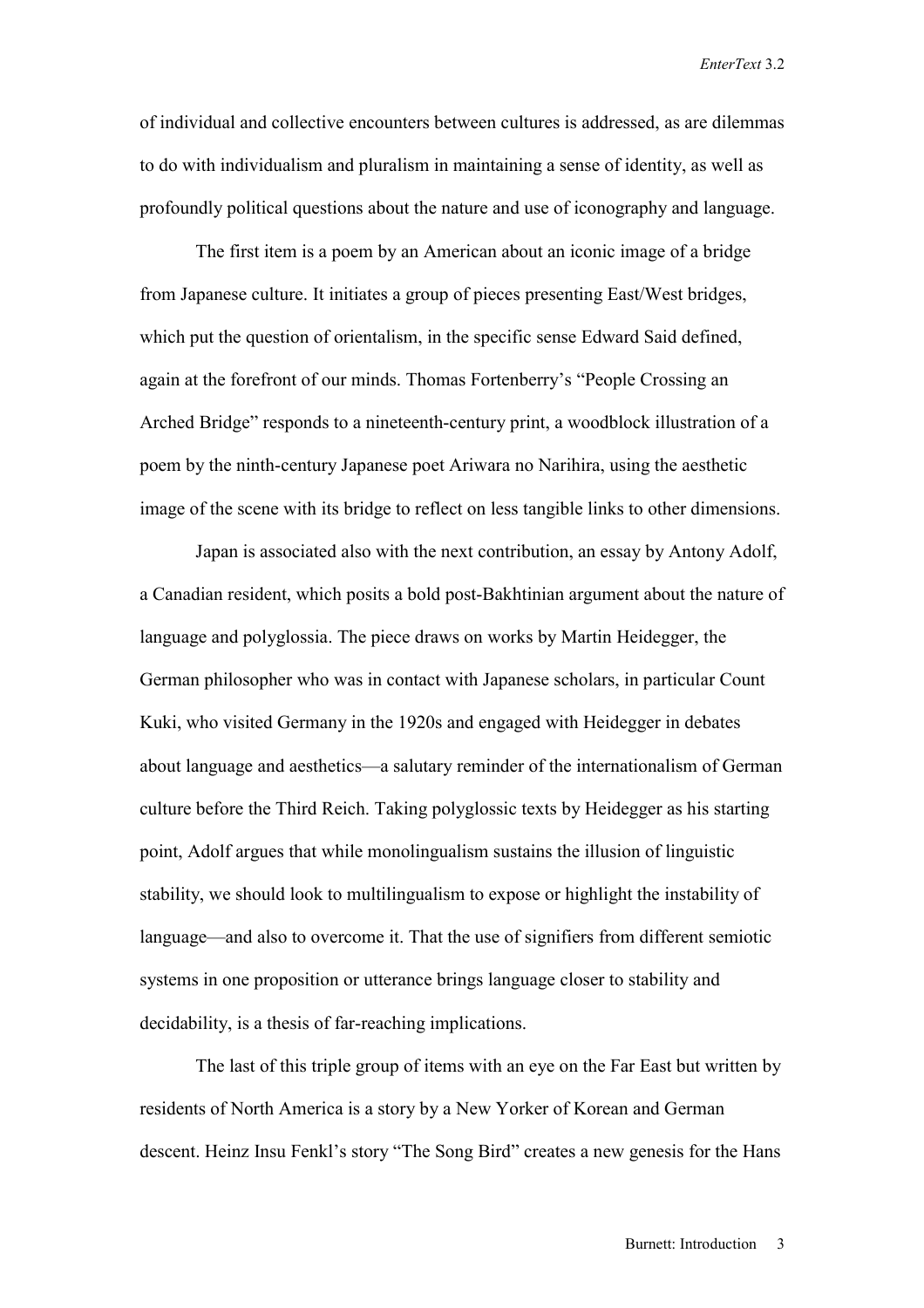of individual and collective encounters between cultures is addressed, as are dilemmas to do with individualism and pluralism in maintaining a sense of identity, as well as profoundly political questions about the nature and use of iconography and language.

The first item is a poem by an American about an iconic image of a bridge from Japanese culture. It initiates a group of pieces presenting East/West bridges, which put the question of orientalism, in the specific sense Edward Said defined, again at the forefront of our minds. Thomas Fortenberry's "People Crossing an Arched Bridge" responds to a nineteenth-century print, a woodblock illustration of a poem by the ninth-century Japanese poet Ariwara no Narihira, using the aesthetic image of the scene with its bridge to reflect on less tangible links to other dimensions.

Japan is associated also with the next contribution, an essay by Antony Adolf, a Canadian resident, which posits a bold post-Bakhtinian argument about the nature of language and polyglossia. The piece draws on works by Martin Heidegger, the German philosopher who was in contact with Japanese scholars, in particular Count Kuki, who visited Germany in the 1920s and engaged with Heidegger in debates about language and aesthetics—a salutary reminder of the internationalism of German culture before the Third Reich. Taking polyglossic texts by Heidegger as his starting point, Adolf argues that while monolingualism sustains the illusion of linguistic stability, we should look to multilingualism to expose or highlight the instability of language—and also to overcome it. That the use of signifiers from different semiotic systems in one proposition or utterance brings language closer to stability and decidability, is a thesis of far-reaching implications.

The last of this triple group of items with an eye on the Far East but written by residents of North America is a story by a New Yorker of Korean and German descent. Heinz Insu Fenkl's story "The Song Bird" creates a new genesis for the Hans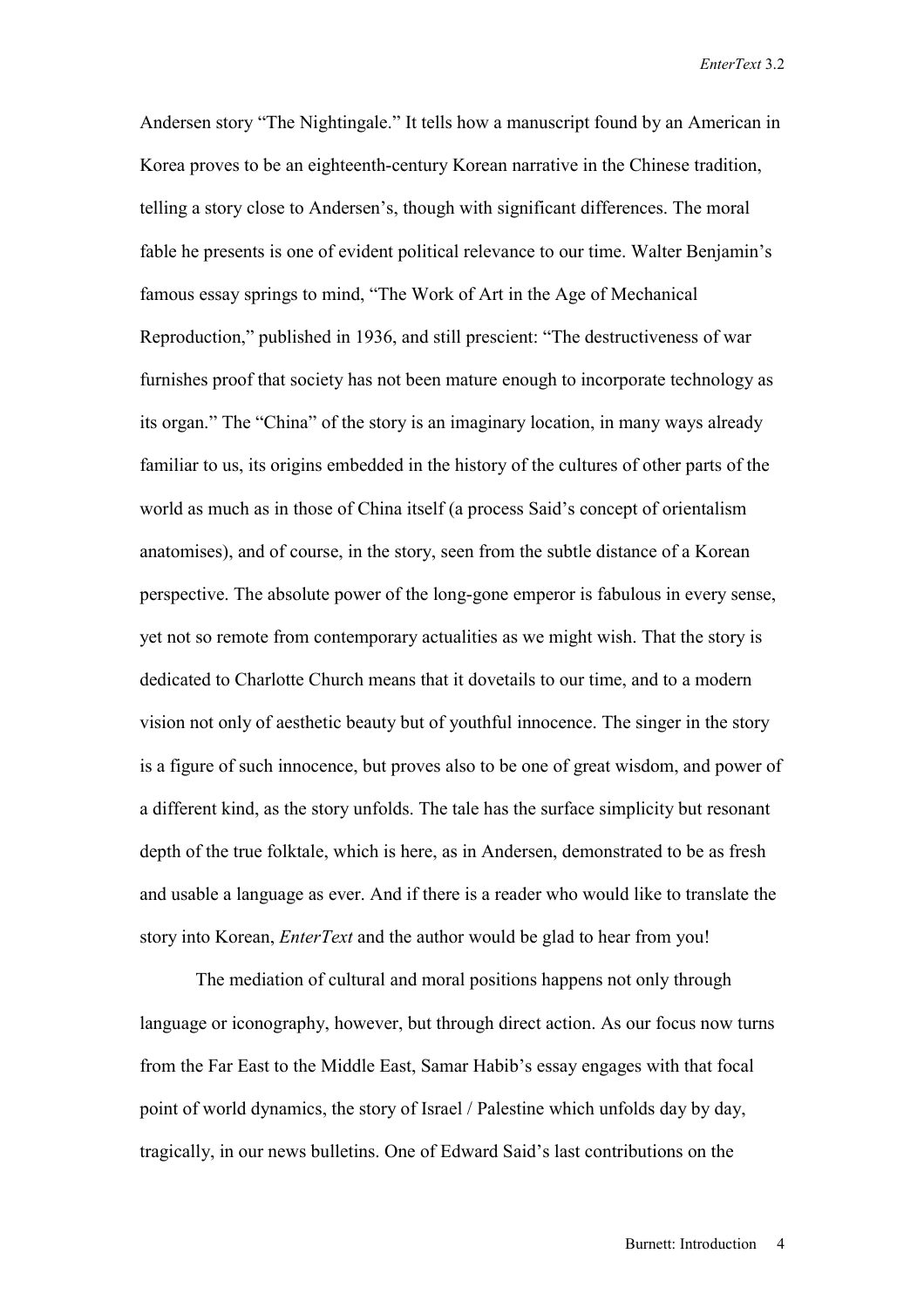Andersen story “The Nightingale.” It tells how a manuscript found by an American in Korea proves to be an eighteenth-century Korean narrative in the Chinese tradition, telling a story close to Andersen’s, though with significant differences. The moral fable he presents is one of evident political relevance to our time. Walter Benjamin’s famous essay springs to mind, “The Work of Art in the Age of Mechanical Reproduction,” published in 1936, and still prescient: “The destructiveness of war furnishes proof that society has not been mature enough to incorporate technology as its organ.” The “China” of the story is an imaginary location, in many ways already familiar to us, its origins embedded in the history of the cultures of other parts of the world as much as in those of China itself (a process Said’s concept of orientalism anatomises), and of course, in the story, seen from the subtle distance of a Korean perspective. The absolute power of the long-gone emperor is fabulous in every sense, yet not so remote from contemporary actualities as we might wish. That the story is dedicated to Charlotte Church means that it dovetails to our time, and to a modern vision not only of aesthetic beauty but of youthful innocence. The singer in the story is a figure of such innocence, but proves also to be one of great wisdom, and power of a different kind, as the story unfolds. The tale has the surface simplicity but resonant depth of the true folktale, which is here, as in Andersen, demonstrated to be as fresh and usable a language as ever. And if there is a reader who would like to translate the story into Korean, *EnterText* and the author would be glad to hear from you!

The mediation of cultural and moral positions happens not only through language or iconography, however, but through direct action. As our focus now turns from the Far East to the Middle East, Samar Habib’s essay engages with that focal point of world dynamics, the story of Israel / Palestine which unfolds day by day, tragically, in our news bulletins. One of Edward Said’s last contributions on the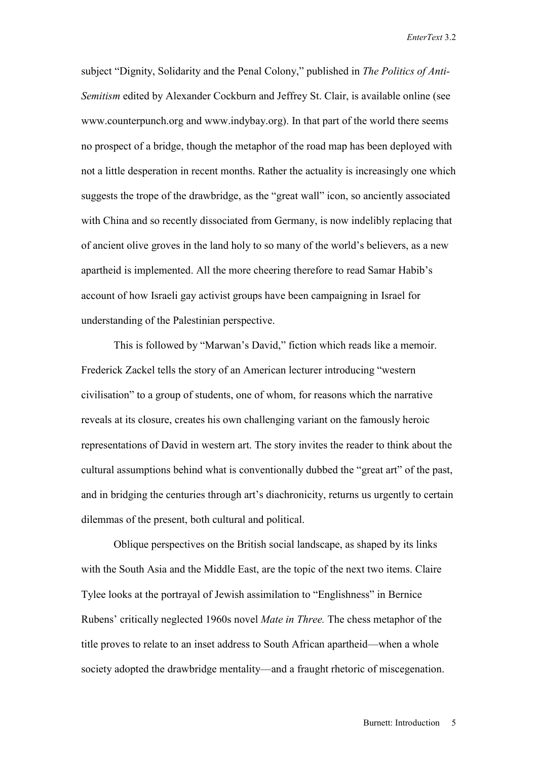subject "Dignity, Solidarity and the Penal Colony," published in *The Politics of Anti-Semitism* edited by Alexander Cockburn and Jeffrey St. Clair, is available online (see www.counterpunch.org and www.indybay.org). In that part of the world there seems no prospect of a bridge, though the metaphor of the road map has been deployed with not a little desperation in recent months. Rather the actuality is increasingly one which suggests the trope of the drawbridge, as the "great wall" icon, so anciently associated with China and so recently dissociated from Germany, is now indelibly replacing that of ancient olive groves in the land holy to so many of the world's believers, as a new apartheid is implemented. All the more cheering therefore to read Samar Habib's account of how Israeli gay activist groups have been campaigning in Israel for understanding of the Palestinian perspective.

This is followed by "Marwan's David," fiction which reads like a memoir. Frederick Zackel tells the story of an American lecturer introducing "western civilisation" to a group of students, one of whom, for reasons which the narrative reveals at its closure, creates his own challenging variant on the famously heroic representations of David in western art. The story invites the reader to think about the cultural assumptions behind what is conventionally dubbed the "great art" of the past, and in bridging the centuries through art's diachronicity, returns us urgently to certain dilemmas of the present, both cultural and political.

Oblique perspectives on the British social landscape, as shaped by its links with the South Asia and the Middle East, are the topic of the next two items. Claire Tylee looks at the portrayal of Jewish assimilation to "Englishness" in Bernice Rubens' critically neglected 1960s novel *Mate in Three.* The chess metaphor of the title proves to relate to an inset address to South African apartheid—when a whole society adopted the drawbridge mentality—and a fraught rhetoric of miscegenation.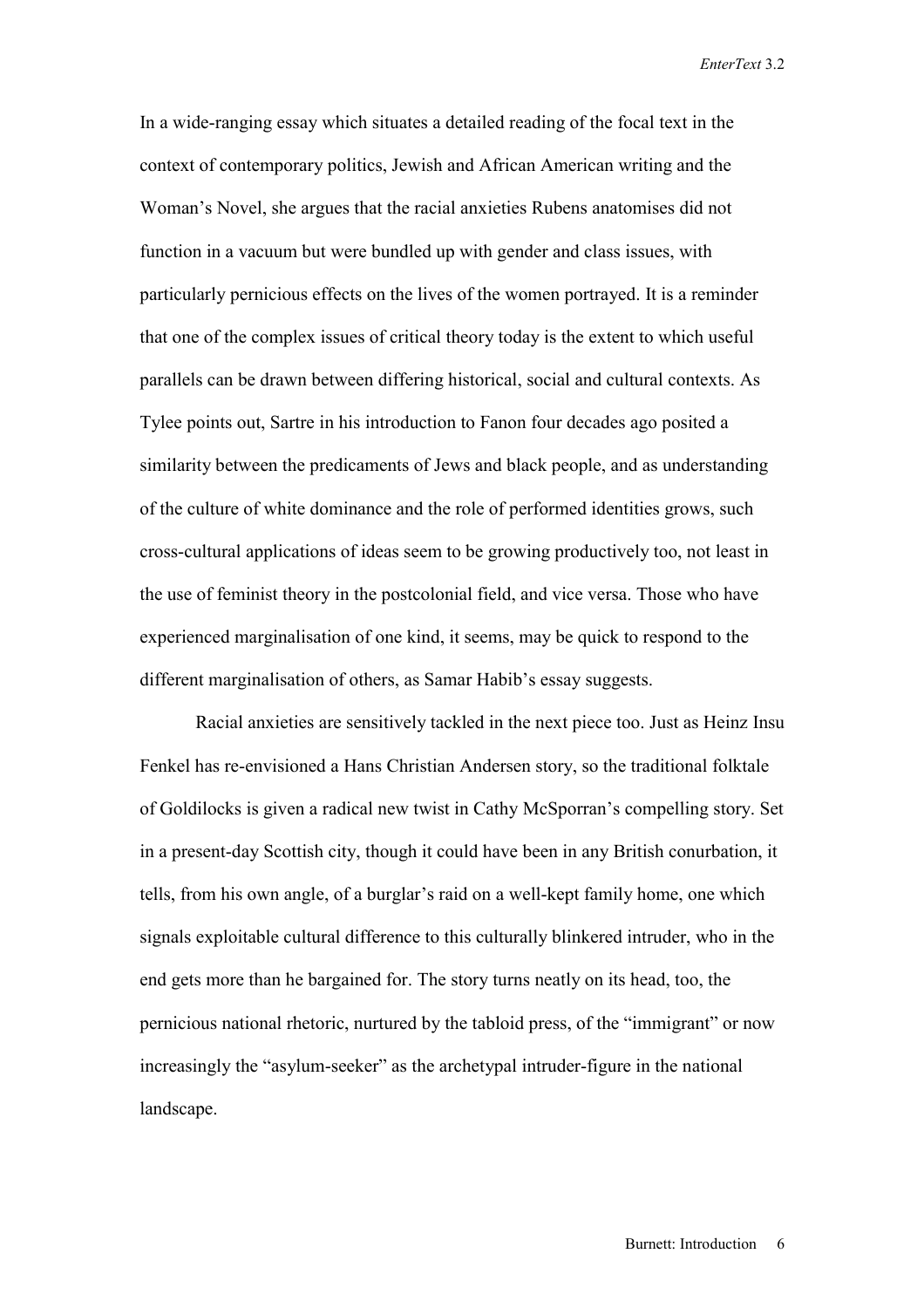In a wide-ranging essay which situates a detailed reading of the focal text in the context of contemporary politics, Jewish and African American writing and the Woman's Novel, she argues that the racial anxieties Rubens anatomises did not function in a vacuum but were bundled up with gender and class issues, with particularly pernicious effects on the lives of the women portrayed. It is a reminder that one of the complex issues of critical theory today is the extent to which useful parallels can be drawn between differing historical, social and cultural contexts. As Tylee points out, Sartre in his introduction to Fanon four decades ago posited a similarity between the predicaments of Jews and black people, and as understanding of the culture of white dominance and the role of performed identities grows, such cross-cultural applications of ideas seem to be growing productively too, not least in the use of feminist theory in the postcolonial field, and vice versa. Those who have experienced marginalisation of one kind, it seems, may be quick to respond to the different marginalisation of others, as Samar Habib's essay suggests.

Racial anxieties are sensitively tackled in the next piece too. Just as Heinz Insu Fenkel has re-envisioned a Hans Christian Andersen story, so the traditional folktale of Goldilocks is given a radical new twist in Cathy McSporran's compelling story. Set in a present-day Scottish city, though it could have been in any British conurbation, it tells, from his own angle, of a burglar's raid on a well-kept family home, one which signals exploitable cultural difference to this culturally blinkered intruder, who in the end gets more than he bargained for. The story turns neatly on its head, too, the pernicious national rhetoric, nurtured by the tabloid press, of the "immigrant" or now increasingly the "asylum-seeker" as the archetypal intruder-figure in the national landscape.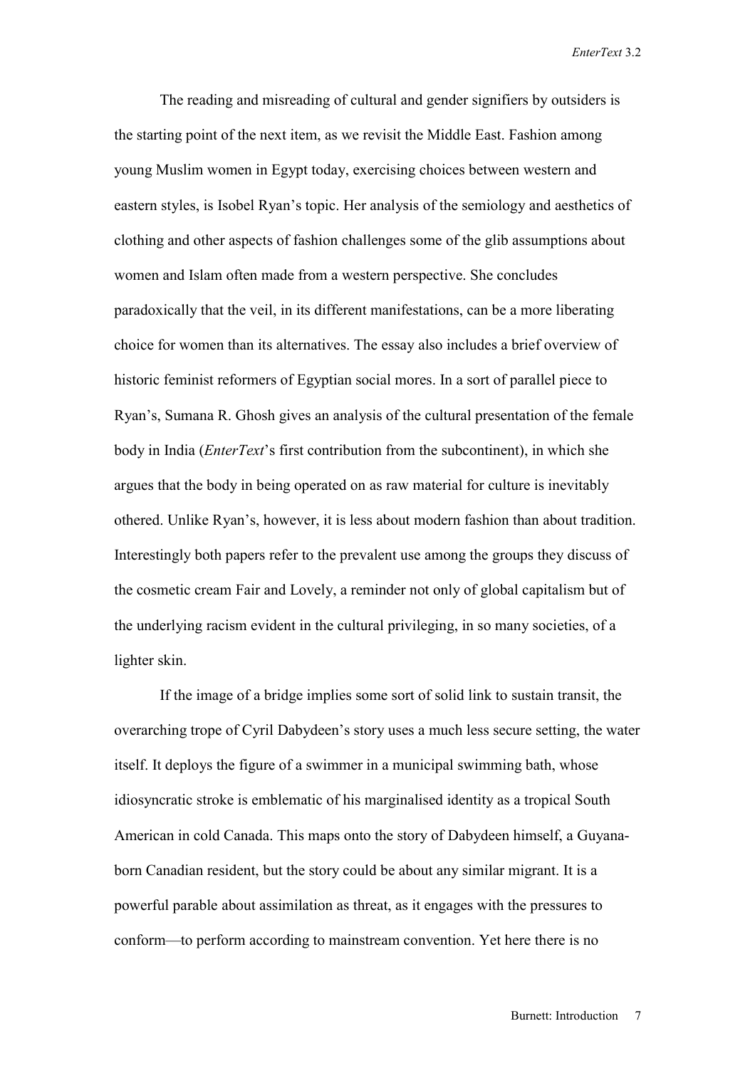The reading and misreading of cultural and gender signifiers by outsiders is the starting point of the next item, as we revisit the Middle East. Fashion among young Muslim women in Egypt today, exercising choices between western and eastern styles, is Isobel Ryan's topic. Her analysis of the semiology and aesthetics of clothing and other aspects of fashion challenges some of the glib assumptions about women and Islam often made from a western perspective. She concludes paradoxically that the veil, in its different manifestations, can be a more liberating choice for women than its alternatives. The essay also includes a brief overview of historic feminist reformers of Egyptian social mores. In a sort of parallel piece to Ryan's, Sumana R. Ghosh gives an analysis of the cultural presentation of the female body in India (*EnterText*'s first contribution from the subcontinent), in which she argues that the body in being operated on as raw material for culture is inevitably othered. Unlike Ryan's, however, it is less about modern fashion than about tradition. Interestingly both papers refer to the prevalent use among the groups they discuss of the cosmetic cream Fair and Lovely, a reminder not only of global capitalism but of the underlying racism evident in the cultural privileging, in so many societies, of a lighter skin.

If the image of a bridge implies some sort of solid link to sustain transit, the overarching trope of Cyril Dabydeen's story uses a much less secure setting, the water itself. It deploys the figure of a swimmer in a municipal swimming bath, whose idiosyncratic stroke is emblematic of his marginalised identity as a tropical South American in cold Canada. This maps onto the story of Dabydeen himself, a Guyana-born Canadian resident, but the story could be about any similar migrant. It is a powerful parable about assimilation as threat, as it engages with the pressures to conform—to perform according to mainstream convention. Yet here there is no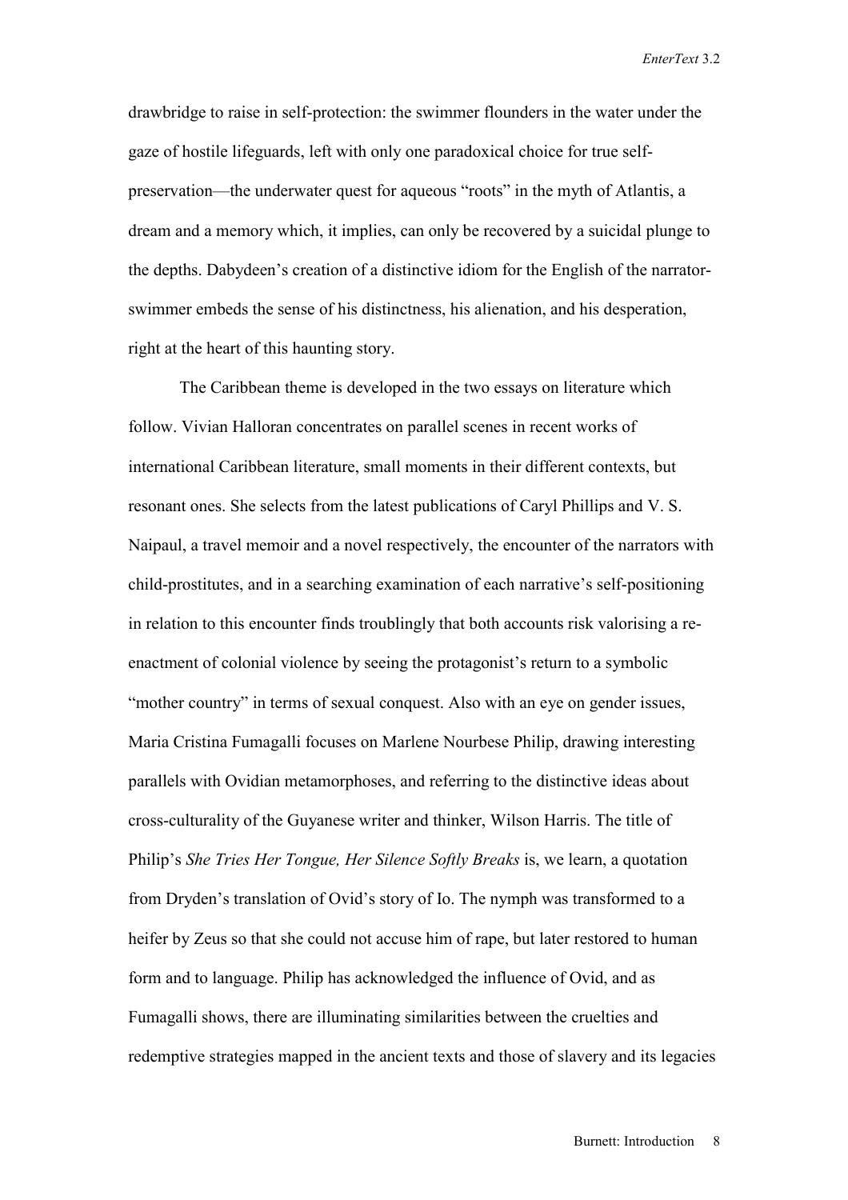drawbridge to raise in self-protection: the swimmer flounders in the water under the gaze of hostile lifeguards, left with only one paradoxical choice for true self-preservation—the underwater quest for aqueous "roots" in the myth of Atlantis, a dream and a memory which, it implies, can only be recovered by a suicidal plunge to the depths. Dabydeen's creation of a distinctive idiom for the English of the narrator-swimmer embeds the sense of his distinctness, his alienation, and his desperation, right at the heart of this haunting story.

The Caribbean theme is developed in the two essays on literature which follow. Vivian Halloran concentrates on parallel scenes in recent works of international Caribbean literature, small moments in their different contexts, but resonant ones. She selects from the latest publications of Caryl Phillips and V. S. Naipaul, a travel memoir and a novel respectively, the encounter of the narrators with child-prostitutes, and in a searching examination of each narrative's self-positioning in relation to this encounter finds troublingly that both accounts risk valorising a re-enactment of colonial violence by seeing the protagonist's return to a symbolic "mother country" in terms of sexual conquest. Also with an eye on gender issues, Maria Cristina Fumagalli focuses on Marlene Nourbese Philip, drawing interesting parallels with Ovidian metamorphoses, and referring to the distinctive ideas about cross-culturality of the Guyanese writer and thinker, Wilson Harris. The title of Philip's *She Tries Her Tongue, Her Silence Softly Breaks* is, we learn, a quotation from Dryden's translation of Ovid's story of Io. The nymph was transformed to a heifer by Zeus so that she could not accuse him of rape, but later restored to human form and to language. Philip has acknowledged the influence of Ovid, and as Fumagalli shows, there are illuminating similarities between the cruelties and redemptive strategies mapped in the ancient texts and those of slavery and its legacies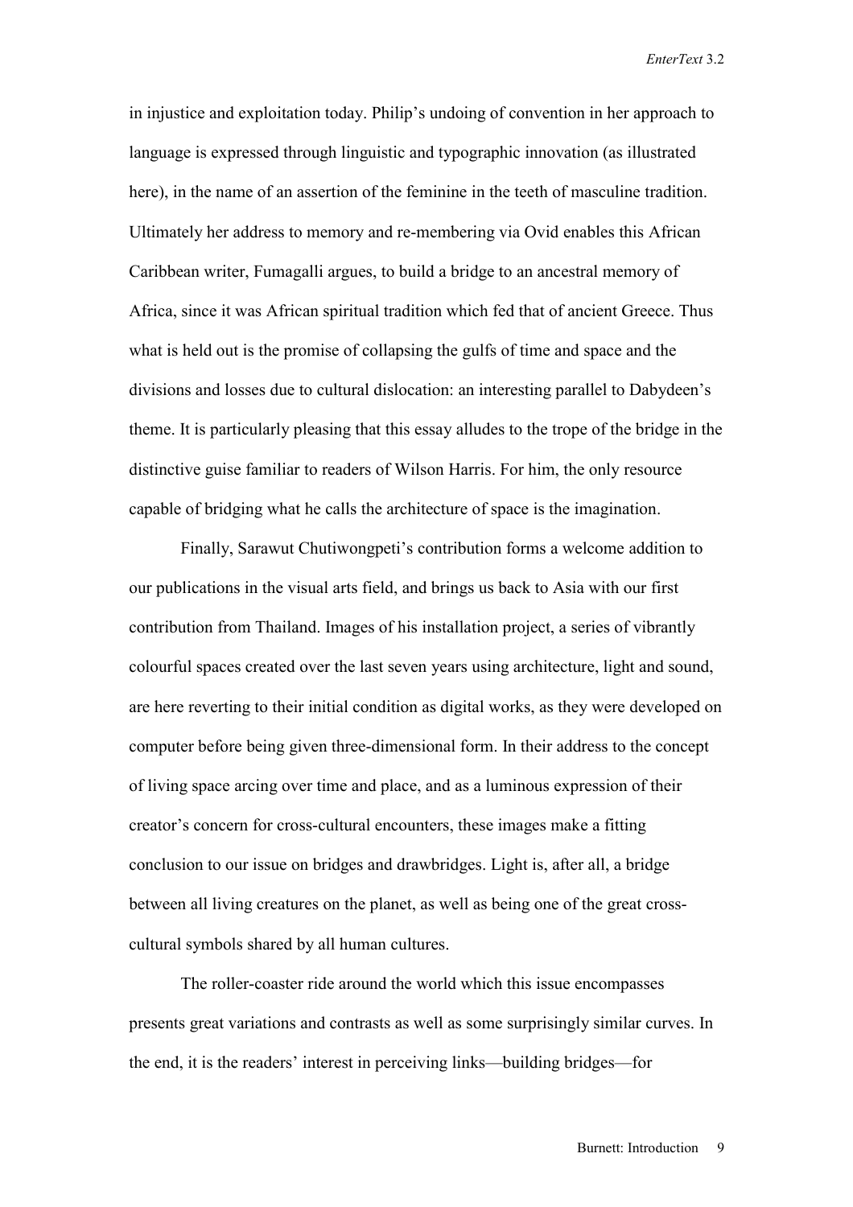in injustice and exploitation today. Philip's undoing of convention in her approach to language is expressed through linguistic and typographic innovation (as illustrated here), in the name of an assertion of the feminine in the teeth of masculine tradition. Ultimately her address to memory and re-membering via Ovid enables this African Caribbean writer, Fumagalli argues, to build a bridge to an ancestral memory of Africa, since it was African spiritual tradition which fed that of ancient Greece. Thus what is held out is the promise of collapsing the gulfs of time and space and the divisions and losses due to cultural dislocation: an interesting parallel to Dabydeen's theme. It is particularly pleasing that this essay alludes to the trope of the bridge in the distinctive guise familiar to readers of Wilson Harris. For him, the only resource capable of bridging what he calls the architecture of space is the imagination.

Finally, Sarawut Chutiwongpeti's contribution forms a welcome addition to our publications in the visual arts field, and brings us back to Asia with our first contribution from Thailand. Images of his installation project, a series of vibrantly colourful spaces created over the last seven years using architecture, light and sound, are here reverting to their initial condition as digital works, as they were developed on computer before being given three-dimensional form. In their address to the concept of living space arcing over time and place, and as a luminous expression of their creator's concern for cross-cultural encounters, these images make a fitting conclusion to our issue on bridges and drawbridges. Light is, after all, a bridge between all living creatures on the planet, as well as being one of the great cross-cultural symbols shared by all human cultures.

The roller-coaster ride around the world which this issue encompasses presents great variations and contrasts as well as some surprisingly similar curves. In the end, it is the readers' interest in perceiving links—building bridges—for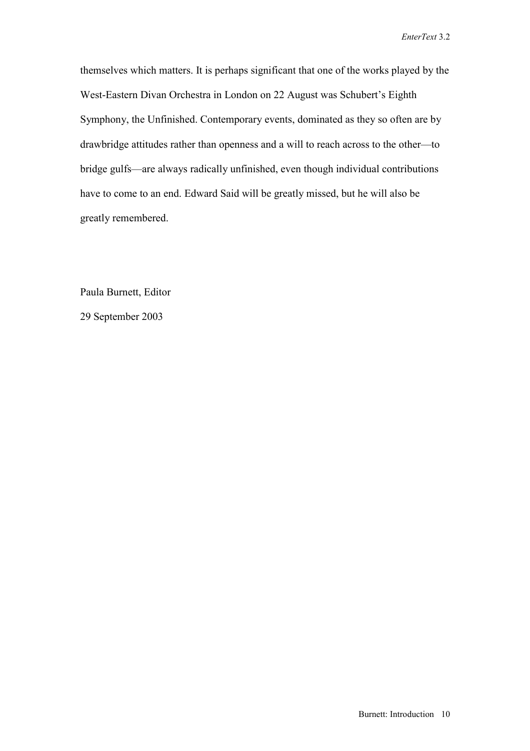themselves which matters. It is perhaps significant that one of the works played by the West-Eastern Divan Orchestra in London on 22 August was Schubert's Eighth Symphony, the Unfinished. Contemporary events, dominated as they so often are by drawbridge attitudes rather than openness and a will to reach across to the other—to bridge gulfs—are always radically unfinished, even though individual contributions have to come to an end. Edward Said will be greatly missed, but he will also be greatly remembered.

Paula Burnett, Editor

29 September 2003